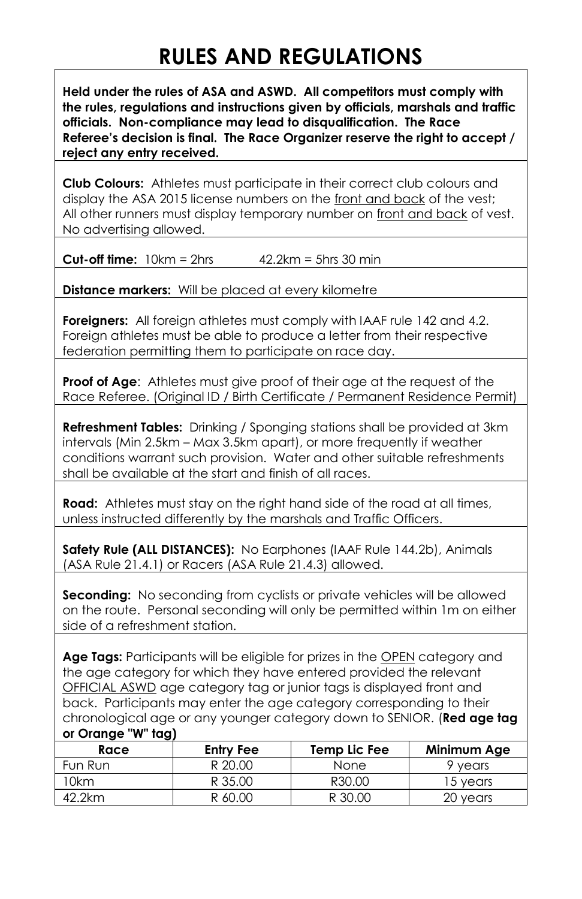# RULES AND REGULATIONS

**Held under the rules of ASA and ASWD. All competitors must comply with the rules, regulations and instructions given by officials, marshals and traffic officials. Non-compliance may lead to disqualification. The Race Referee's decision is final. The Race Organizer reserve the right to accept / reject any entry received.**

**Club Colours:** Athletes must participate in their correct club colours and display the ASA 2015 license numbers on the front and back of the vest; All other runners must display temporary number on front and back of vest. No advertising allowed.

**Cut-off time:** 10km = 2hrs 42.2km = 5hrs 30 min

**Distance markers:** Will be placed at every kilometre

**Foreigners:** All foreign athletes must comply with IAAF rule 142 and 4.2. Foreign athletes must be able to produce a letter from their respective federation permitting them to participate on race day.

**Proof of Age**: Athletes must give proof of their age at the request of the Race Referee. (Original ID / Birth Certificate / Permanent Residence Permit)

**Refreshment Tables:** Drinking / Sponging stations shall be provided at 3km intervals (Min 2.5km – Max 3.5km apart), or more frequently if weather conditions warrant such provision. Water and other suitable refreshments shall be available at the start and finish of all races.

**Road:** Athletes must stay on the right hand side of the road at all times, unless instructed differently by the marshals and Traffic Officers.

**Safety Rule (ALL DISTANCES):** No Earphones (IAAF Rule 144.2b), Animals (ASA Rule 21.4.1) or Racers (ASA Rule 21.4.3) allowed.

**Seconding:** No seconding from cyclists or private vehicles will be allowed on the route. Personal seconding will only be permitted within 1m on either side of a refreshment station.

**Age Tags:** Participants will be eligible for prizes in the OPEN category and the age category for which they have entered provided the relevant OFFICIAL ASWD age category tag or junior tags is displayed front and back. Participants may enter the age category corresponding to their chronological age or any younger category down to SENIOR. (**Red age tag or Orange "W" tag)**

| Race | Entry Fee | Temp Lic Fee | Minimum Age |
|---|---|---|---|
| Fun Run | R 20.00 | None | 9 years |
| 10km | R 35.00 | R30.00 | 15 years |
| 42.2km | R 60.00 | R 30.00 | 20 years |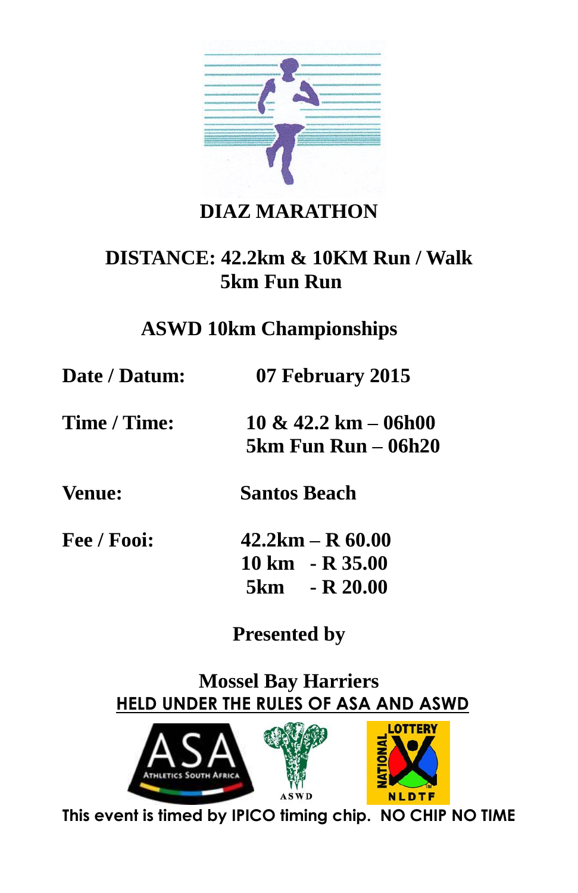# DIAZ MARATHON

## DISTANCE: 42.2km & 10KM Run / Walk
## 5km Fun Run

## ASWD 10km Championships

**Date / Datum:** **07 February 2015**

**Time / Time:** **10 & 42.2 km – 06h00**
**5km Fun Run – 06h20**

**Venue:** **Santos Beach**

**Fee / Fooi:** **42.2km – R 60.00**
**10 km - R 35.00**
**5km - R 20.00**

**Presented by**

**Mossel Bay Harriers**

**HELD UNDER THE RULES OF ASA AND ASWD**

ASA Athletics South Africa

ASWD

NATIONAL LOTTERY NLDTF

**This event is timed by IPICO timing chip. NO CHIP NO TIME**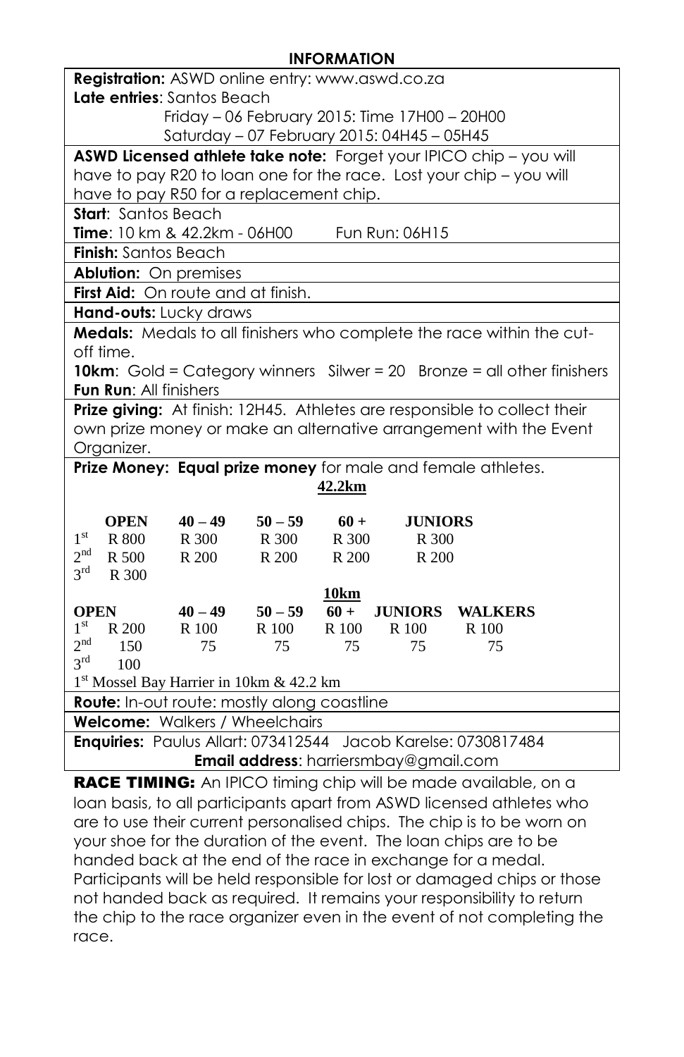## INFORMATION

**Registration:** ASWD online entry: www.aswd.co.za

**Late entries**: Santos Beach
Friday – 06 February 2015: Time 17H00 – 20H00
Saturday – 07 February 2015: 04H45 – 05H45

**ASWD Licensed athlete take note:** Forget your IPICO chip – you will have to pay R20 to loan one for the race. Lost your chip – you will have to pay R50 for a replacement chip.

**Start**: Santos Beach
**Time**: 10 km & 42.2km - 06H00 Fun Run: 06H15

**Finish:** Santos Beach

**Ablution:** On premises

**First Aid:** On route and at finish.

**Hand-outs:** Lucky draws

**Medals:** Medals to all finishers who complete the race within the cut-off time.
**10km**: Gold = Category winners Silwer = 20 Bronze = all other finishers
**Fun Run**: All finishers

**Prize giving:** At finish: 12H45. Athletes are responsible to collect their own prize money or make an alternative arrangement with the Event Organizer.

**Prize Money:** **Equal prize money** for male and female athletes.

**42.2km**

| | OPEN | 40 – 49 | 50 – 59 | 60 + | JUNIORS |
|---|---|---|---|---|---|
| 1st | R 800 | R 300 | R 300 | R 300 | R 300 |
| 2nd | R 500 | R 200 | R 200 | R 200 | R 200 |
| 3rd | R 300 | | | | |

**10km**

| | OPEN | 40 – 49 | 50 – 59 | 60 + | JUNIORS | WALKERS |
|---|---|---|---|---|---|---|
| 1st | R 200 | R 100 | R 100 | R 100 | R 100 | R 100 |
| 2nd | 150 | 75 | 75 | 75 | 75 | 75 |
| 3rd | 100 | | | | | |

1st Mossel Bay Harrier in 10km & 42.2 km

**Route:** In-out route: mostly along coastline

**Welcome:** Walkers / Wheelchairs

**Enquiries:** Paulus Allart: 073412544 Jacob Karelse: 0730817484
**Email address**: harriersmbay@gmail.com

**RACE TIMING:** An IPICO timing chip will be made available, on a loan basis, to all participants apart from ASWD licensed athletes who are to use their current personalised chips. The chip is to be worn on your shoe for the duration of the event. The loan chips are to be handed back at the end of the race in exchange for a medal. Participants will be held responsible for lost or damaged chips or those not handed back as required. It remains your responsibility to return the chip to the race organizer even in the event of not completing the race.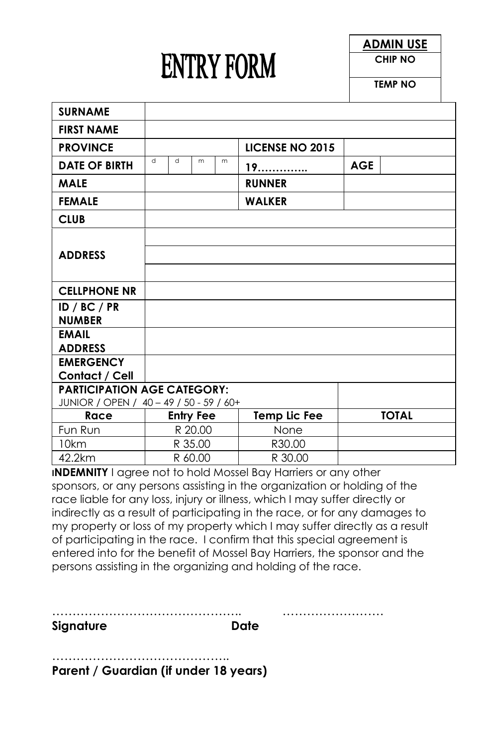# ENTRY FORM

| ADMIN USE |
|---|
| CHIP NO |
| TEMP NO |

| | | | |
|---|---|---|---|
| **SURNAME** | | | |
| **FIRST NAME** | | | |
| **PROVINCE** | | **LICENSE NO 2015** | |
| **DATE OF BIRTH** | d d m m | **19…………..** | **AGE** |
| **MALE** | | **RUNNER** | |
| **FEMALE** | | **WALKER** | |
| **CLUB** | | | |
| **ADDRESS** | | | |
| **CELLPHONE NR** | | | |
| **ID / BC / PR NUMBER** | | | |
| **EMAIL ADDRESS** | | | |
| **EMERGENCY Contact / Cell** | | | |
| **PARTICIPATION AGE CATEGORY:** JUNIOR / OPEN / 40 – 49 / 50 - 59 / 60+ | | | |

| Race | Entry Fee | Temp Lic Fee | TOTAL |
|---|---|---|---|
| Fun Run | R 20.00 | None | |
| 10km | R 35.00 | R30.00 | |
| 42.2km | R 60.00 | R 30.00 | |

**INDEMNITY** I agree not to hold Mossel Bay Harriers or any other sponsors, or any persons assisting in the organization or holding of the race liable for any loss, injury or illness, which I may suffer directly or indirectly as a result of participating in the race, or for any damages to my property or loss of my property which I may suffer directly as a result of participating in the race. I confirm that this special agreement is entered into for the benefit of Mossel Bay Harriers, the sponsor and the persons assisting in the organizing and holding of the race.

……………………………………….. ……………………

**Signature** **Date**

……………………………………..

**Parent / Guardian (if under 18 years)**